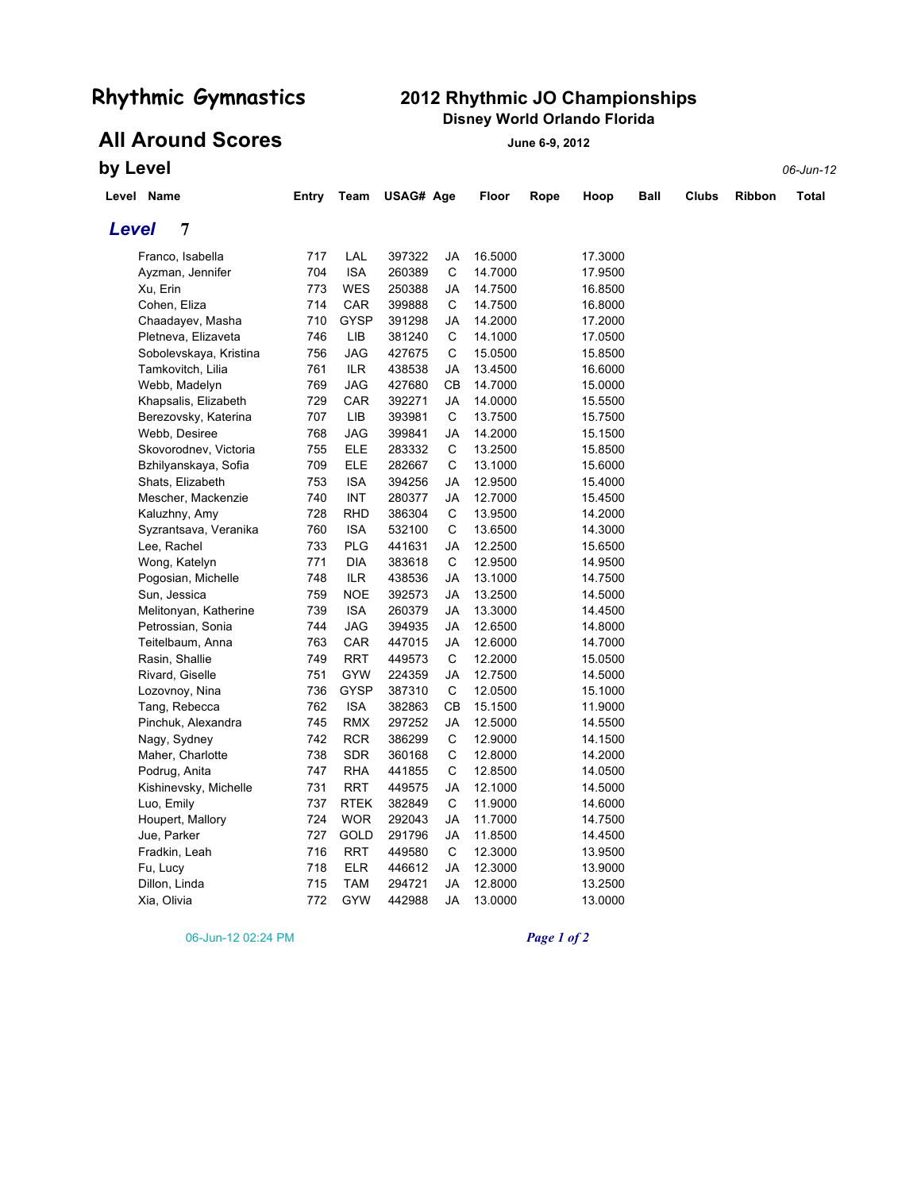# Rhythmic Gymnastics

## 2012 Rhythmic JO Championships

**Disney World Orlando Florida**

**June 6-9, 2012**

## All Around Scores

### by Level

*06-Jun-12*

### *Level* 7

| Level | Name | Entry | Team | USAG# | Age | Floor | Rope | Hoop | Ball | Clubs | Ribbon | Total |
|---|---|---|---|---|---|---|---|---|---|---|---|---|
| | Franco, Isabella | 717 | LAL | 397322 | JA | 16.5000 | | 17.3000 | | | | |
| | Ayzman, Jennifer | 704 | ISA | 260389 | C | 14.7000 | | 17.9500 | | | | |
| | Xu, Erin | 773 | WES | 250388 | JA | 14.7500 | | 16.8500 | | | | |
| | Cohen, Eliza | 714 | CAR | 399888 | C | 14.7500 | | 16.8000 | | | | |
| | Chaadayev, Masha | 710 | GYSP | 391298 | JA | 14.2000 | | 17.2000 | | | | |
| | Pletneva, Elizaveta | 746 | LIB | 381240 | C | 14.1000 | | 17.0500 | | | | |
| | Sobolevskaya, Kristina | 756 | JAG | 427675 | C | 15.0500 | | 15.8500 | | | | |
| | Tamkovitch, Lilia | 761 | ILR | 438538 | JA | 13.4500 | | 16.6000 | | | | |
| | Webb, Madelyn | 769 | JAG | 427680 | CB | 14.7000 | | 15.0000 | | | | |
| | Khapsalis, Elizabeth | 729 | CAR | 392271 | JA | 14.0000 | | 15.5500 | | | | |
| | Berezovsky, Katerina | 707 | LIB | 393981 | C | 13.7500 | | 15.7500 | | | | |
| | Webb, Desiree | 768 | JAG | 399841 | JA | 14.2000 | | 15.1500 | | | | |
| | Skovorodnev, Victoria | 755 | ELE | 283332 | C | 13.2500 | | 15.8500 | | | | |
| | Bzhilyanskaya, Sofia | 709 | ELE | 282667 | C | 13.1000 | | 15.6000 | | | | |
| | Shats, Elizabeth | 753 | ISA | 394256 | JA | 12.9500 | | 15.4000 | | | | |
| | Mescher, Mackenzie | 740 | INT | 280377 | JA | 12.7000 | | 15.4500 | | | | |
| | Kaluzhny, Amy | 728 | RHD | 386304 | C | 13.9500 | | 14.2000 | | | | |
| | Syzrantsava, Veranika | 760 | ISA | 532100 | C | 13.6500 | | 14.3000 | | | | |
| | Lee, Rachel | 733 | PLG | 441631 | JA | 12.2500 | | 15.6500 | | | | |
| | Wong, Katelyn | 771 | DIA | 383618 | C | 12.9500 | | 14.9500 | | | | |
| | Pogosian, Michelle | 748 | ILR | 438536 | JA | 13.1000 | | 14.7500 | | | | |
| | Sun, Jessica | 759 | NOE | 392573 | JA | 13.2500 | | 14.5000 | | | | |
| | Melitonyan, Katherine | 739 | ISA | 260379 | JA | 13.3000 | | 14.4500 | | | | |
| | Petrossian, Sonia | 744 | JAG | 394935 | JA | 12.6500 | | 14.8000 | | | | |
| | Teitelbaum, Anna | 763 | CAR | 447015 | JA | 12.6000 | | 14.7000 | | | | |
| | Rasin, Shallie | 749 | RRT | 449573 | C | 12.2000 | | 15.0500 | | | | |
| | Rivard, Giselle | 751 | GYW | 224359 | JA | 12.7500 | | 14.5000 | | | | |
| | Lozovnoy, Nina | 736 | GYSP | 387310 | C | 12.0500 | | 15.1000 | | | | |
| | Tang, Rebecca | 762 | ISA | 382863 | CB | 15.1500 | | 11.9000 | | | | |
| | Pinchuk, Alexandra | 745 | RMX | 297252 | JA | 12.5000 | | 14.5500 | | | | |
| | Nagy, Sydney | 742 | RCR | 386299 | C | 12.9000 | | 14.1500 | | | | |
| | Maher, Charlotte | 738 | SDR | 360168 | C | 12.8000 | | 14.2000 | | | | |
| | Podrug, Anita | 747 | RHA | 441855 | C | 12.8500 | | 14.0500 | | | | |
| | Kishinevsky, Michelle | 731 | RRT | 449575 | JA | 12.1000 | | 14.5000 | | | | |
| | Luo, Emily | 737 | RTEK | 382849 | C | 11.9000 | | 14.6000 | | | | |
| | Houpert, Mallory | 724 | WOR | 292043 | JA | 11.7000 | | 14.7500 | | | | |
| | Jue, Parker | 727 | GOLD | 291796 | JA | 11.8500 | | 14.4500 | | | | |
| | Fradkin, Leah | 716 | RRT | 449580 | C | 12.3000 | | 13.9500 | | | | |
| | Fu, Lucy | 718 | ELR | 446612 | JA | 12.3000 | | 13.9000 | | | | |
| | Dillon, Linda | 715 | TAM | 294721 | JA | 12.8000 | | 13.2500 | | | | |
| | Xia, Olivia | 772 | GYW | 442988 | JA | 13.0000 | | 13.0000 | | | | |

06-Jun-12 02:24 PM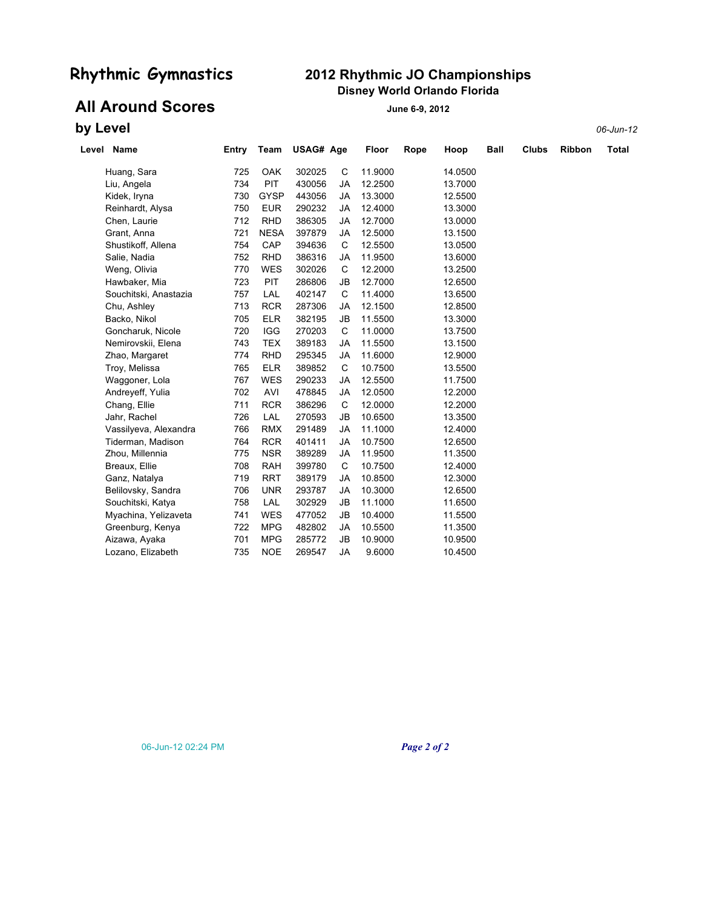# Rhythmic Gymnastics

## 2012 Rhythmic JO Championships

**Disney World Orlando Florida**

**June 6-9, 2012**

## All Around Scores

### by Level

*06-Jun-12*

| Level | Name | Entry | Team | USAG# | Age | Floor | Rope | Hoop | Ball | Clubs | Ribbon | Total |
|---|---|---|---|---|---|---|---|---|---|---|---|---|
| | Huang, Sara | 725 | OAK | 302025 | C | 11.9000 | | 14.0500 | | | | |
| | Liu, Angela | 734 | PIT | 430056 | JA | 12.2500 | | 13.7000 | | | | |
| | Kidek, Iryna | 730 | GYSP | 443056 | JA | 13.3000 | | 12.5500 | | | | |
| | Reinhardt, Alysa | 750 | EUR | 290232 | JA | 12.4000 | | 13.3000 | | | | |
| | Chen, Laurie | 712 | RHD | 386305 | JA | 12.7000 | | 13.0000 | | | | |
| | Grant, Anna | 721 | NESA | 397879 | JA | 12.5000 | | 13.1500 | | | | |
| | Shustikoff, Allena | 754 | CAP | 394636 | C | 12.5500 | | 13.0500 | | | | |
| | Salie, Nadia | 752 | RHD | 386316 | JA | 11.9500 | | 13.6000 | | | | |
| | Weng, Olivia | 770 | WES | 302026 | C | 12.2000 | | 13.2500 | | | | |
| | Hawbaker, Mia | 723 | PIT | 286806 | JB | 12.7000 | | 12.6500 | | | | |
| | Souchitski, Anastazia | 757 | LAL | 402147 | C | 11.4000 | | 13.6500 | | | | |
| | Chu, Ashley | 713 | RCR | 287306 | JA | 12.1500 | | 12.8500 | | | | |
| | Backo, Nikol | 705 | ELR | 382195 | JB | 11.5500 | | 13.3000 | | | | |
| | Goncharuk, Nicole | 720 | IGG | 270203 | C | 11.0000 | | 13.7500 | | | | |
| | Nemirovskii, Elena | 743 | TEX | 389183 | JA | 11.5500 | | 13.1500 | | | | |
| | Zhao, Margaret | 774 | RHD | 295345 | JA | 11.6000 | | 12.9000 | | | | |
| | Troy, Melissa | 765 | ELR | 389852 | C | 10.7500 | | 13.5500 | | | | |
| | Waggoner, Lola | 767 | WES | 290233 | JA | 12.5500 | | 11.7500 | | | | |
| | Andreyeff, Yulia | 702 | AVI | 478845 | JA | 12.0500 | | 12.2000 | | | | |
| | Chang, Ellie | 711 | RCR | 386296 | C | 12.0000 | | 12.2000 | | | | |
| | Jahr, Rachel | 726 | LAL | 270593 | JB | 10.6500 | | 13.3500 | | | | |
| | Vassilyeva, Alexandra | 766 | RMX | 291489 | JA | 11.1000 | | 12.4000 | | | | |
| | Tiderman, Madison | 764 | RCR | 401411 | JA | 10.7500 | | 12.6500 | | | | |
| | Zhou, Millennia | 775 | NSR | 389289 | JA | 11.9500 | | 11.3500 | | | | |
| | Breaux, Ellie | 708 | RAH | 399780 | C | 10.7500 | | 12.4000 | | | | |
| | Ganz, Natalya | 719 | RRT | 389179 | JA | 10.8500 | | 12.3000 | | | | |
| | Belilovsky, Sandra | 706 | UNR | 293787 | JA | 10.3000 | | 12.6500 | | | | |
| | Souchitski, Katya | 758 | LAL | 302929 | JB | 11.1000 | | 11.6500 | | | | |
| | Myachina, Yelizaveta | 741 | WES | 477052 | JB | 10.4000 | | 11.5500 | | | | |
| | Greenburg, Kenya | 722 | MPG | 482802 | JA | 10.5500 | | 11.3500 | | | | |
| | Aizawa, Ayaka | 701 | MPG | 285772 | JB | 10.9000 | | 10.9500 | | | | |
| | Lozano, Elizabeth | 735 | NOE | 269547 | JA | 9.6000 | | 10.4500 | | | | |

06-Jun-12 02:24 PM